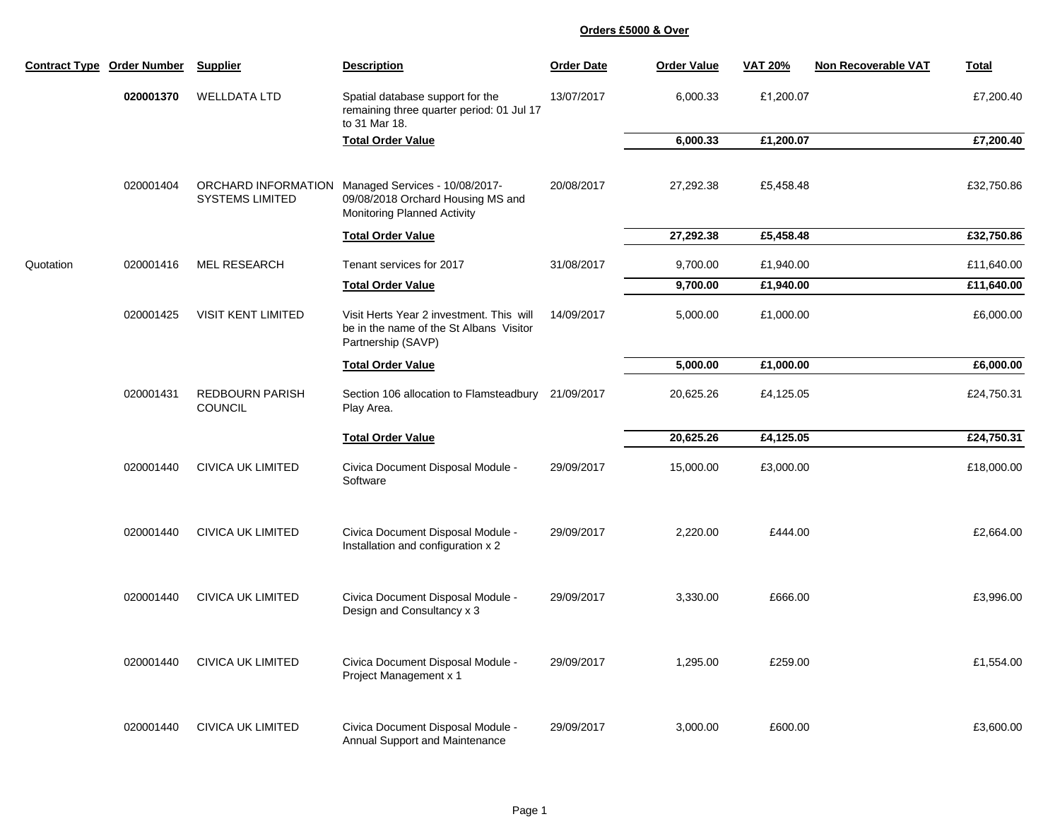## Orders £5000 & Over

| Contract Type | Order Number | Supplier | Description | Order Date | Order Value | VAT 20% | Non Recoverable VAT | Total |
|---|---|---|---|---|---|---|---|---|
| | **020001370** | WELLDATA LTD | Spatial database support for the remaining three quarter period: 01 Jul 17 to 31 Mar 18. | 13/07/2017 | 6,000.33 | £1,200.07 | | £7,200.40 |
| | | | **Total Order Value** | | **6,000.33** | **£1,200.07** | | **£7,200.40** |
| | 020001404 | ORCHARD INFORMATION SYSTEMS LIMITED | Managed Services - 10/08/2017-09/08/2018 Orchard Housing MS and Monitoring Planned Activity | 20/08/2017 | 27,292.38 | £5,458.48 | | £32,750.86 |
| | | | **Total Order Value** | | **27,292.38** | **£5,458.48** | | **£32,750.86** |
| Quotation | 020001416 | MEL RESEARCH | Tenant services for 2017 | 31/08/2017 | 9,700.00 | £1,940.00 | | £11,640.00 |
| | | | **Total Order Value** | | **9,700.00** | **£1,940.00** | | **£11,640.00** |
| | 020001425 | VISIT KENT LIMITED | Visit Herts Year 2 investment. This will be in the name of the St Albans Visitor Partnership (SAVP) | 14/09/2017 | 5,000.00 | £1,000.00 | | £6,000.00 |
| | | | **Total Order Value** | | **5,000.00** | **£1,000.00** | | **£6,000.00** |
| | 020001431 | REDBOURN PARISH COUNCIL | Section 106 allocation to Flamsteadbury Play Area. | 21/09/2017 | 20,625.26 | £4,125.05 | | £24,750.31 |
| | | | **Total Order Value** | | **20,625.26** | **£4,125.05** | | **£24,750.31** |
| | 020001440 | CIVICA UK LIMITED | Civica Document Disposal Module - Software | 29/09/2017 | 15,000.00 | £3,000.00 | | £18,000.00 |
| | 020001440 | CIVICA UK LIMITED | Civica Document Disposal Module - Installation and configuration x 2 | 29/09/2017 | 2,220.00 | £444.00 | | £2,664.00 |
| | 020001440 | CIVICA UK LIMITED | Civica Document Disposal Module - Design and Consultancy x 3 | 29/09/2017 | 3,330.00 | £666.00 | | £3,996.00 |
| | 020001440 | CIVICA UK LIMITED | Civica Document Disposal Module - Project Management x 1 | 29/09/2017 | 1,295.00 | £259.00 | | £1,554.00 |
| | 020001440 | CIVICA UK LIMITED | Civica Document Disposal Module - Annual Support and Maintenance | 29/09/2017 | 3,000.00 | £600.00 | | £3,600.00 |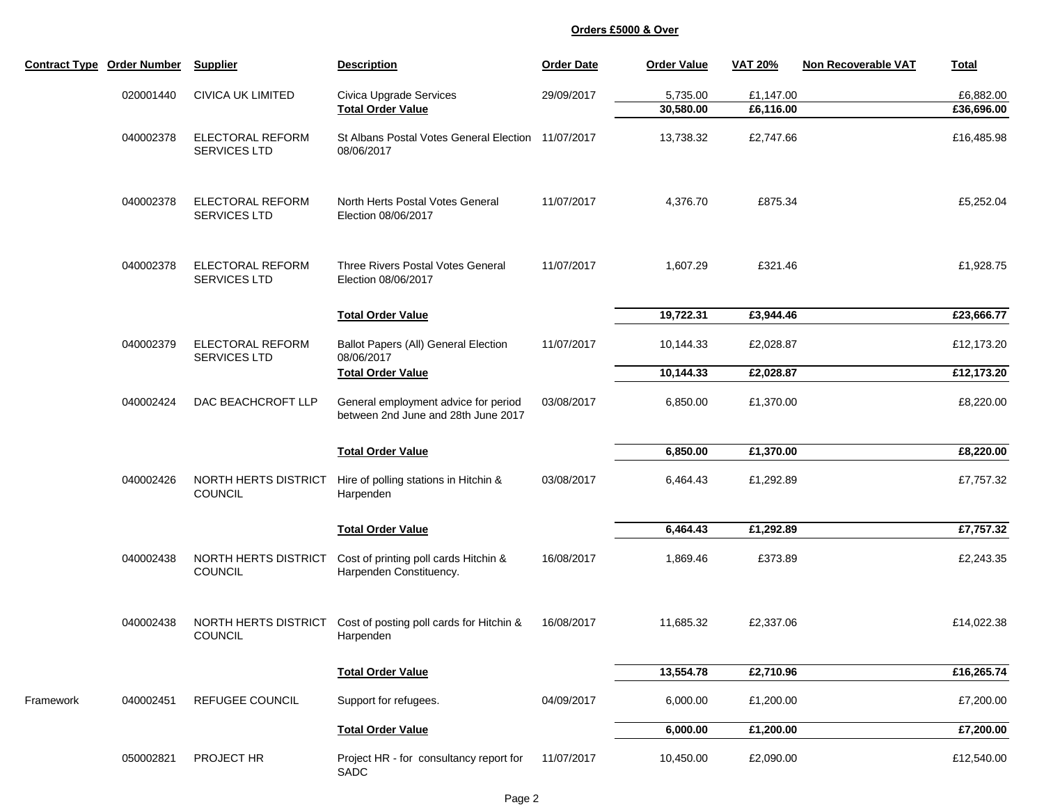**Orders £5000 & Over**

| Contract Type | Order Number | Supplier | Description | Order Date | Order Value | VAT 20% | Non Recoverable VAT | Total |
|---|---|---|---|---|---|---|---|---|
| | 020001440 | CIVICA UK LIMITED | Civica Upgrade Services | 29/09/2017 | 5,735.00 | £1,147.00 | | £6,882.00 |
| | | | **Total Order Value** | | **30,580.00** | **£6,116.00** | | **£36,696.00** |
| | 040002378 | ELECTORAL REFORM SERVICES LTD | St Albans Postal Votes General Election 08/06/2017 | 11/07/2017 | 13,738.32 | £2,747.66 | | £16,485.98 |
| | 040002378 | ELECTORAL REFORM SERVICES LTD | North Herts Postal Votes General Election 08/06/2017 | 11/07/2017 | 4,376.70 | £875.34 | | £5,252.04 |
| | 040002378 | ELECTORAL REFORM SERVICES LTD | Three Rivers Postal Votes General Election 08/06/2017 | 11/07/2017 | 1,607.29 | £321.46 | | £1,928.75 |
| | | | **Total Order Value** | | **19,722.31** | **£3,944.46** | | **£23,666.77** |
| | 040002379 | ELECTORAL REFORM SERVICES LTD | Ballot Papers (All) General Election 08/06/2017 | 11/07/2017 | 10,144.33 | £2,028.87 | | £12,173.20 |
| | | | **Total Order Value** | | **10,144.33** | **£2,028.87** | | **£12,173.20** |
| | 040002424 | DAC BEACHCROFT LLP | General employment advice for period between 2nd June and 28th June 2017 | 03/08/2017 | 6,850.00 | £1,370.00 | | £8,220.00 |
| | | | **Total Order Value** | | **6,850.00** | **£1,370.00** | | **£8,220.00** |
| | 040002426 | NORTH HERTS DISTRICT COUNCIL | Hire of polling stations in Hitchin & Harpenden | 03/08/2017 | 6,464.43 | £1,292.89 | | £7,757.32 |
| | | | **Total Order Value** | | **6,464.43** | **£1,292.89** | | **£7,757.32** |
| | 040002438 | NORTH HERTS DISTRICT COUNCIL | Cost of printing poll cards Hitchin & Harpenden Constituency. | 16/08/2017 | 1,869.46 | £373.89 | | £2,243.35 |
| | 040002438 | NORTH HERTS DISTRICT COUNCIL | Cost of posting poll cards for Hitchin & Harpenden | 16/08/2017 | 11,685.32 | £2,337.06 | | £14,022.38 |
| | | | **Total Order Value** | | **13,554.78** | **£2,710.96** | | **£16,265.74** |
| Framework | 040002451 | REFUGEE COUNCIL | Support for refugees. | 04/09/2017 | 6,000.00 | £1,200.00 | | £7,200.00 |
| | | | **Total Order Value** | | **6,000.00** | **£1,200.00** | | **£7,200.00** |
| | 050002821 | PROJECT HR | Project HR - for consultancy report for SADC | 11/07/2017 | 10,450.00 | £2,090.00 | | £12,540.00 |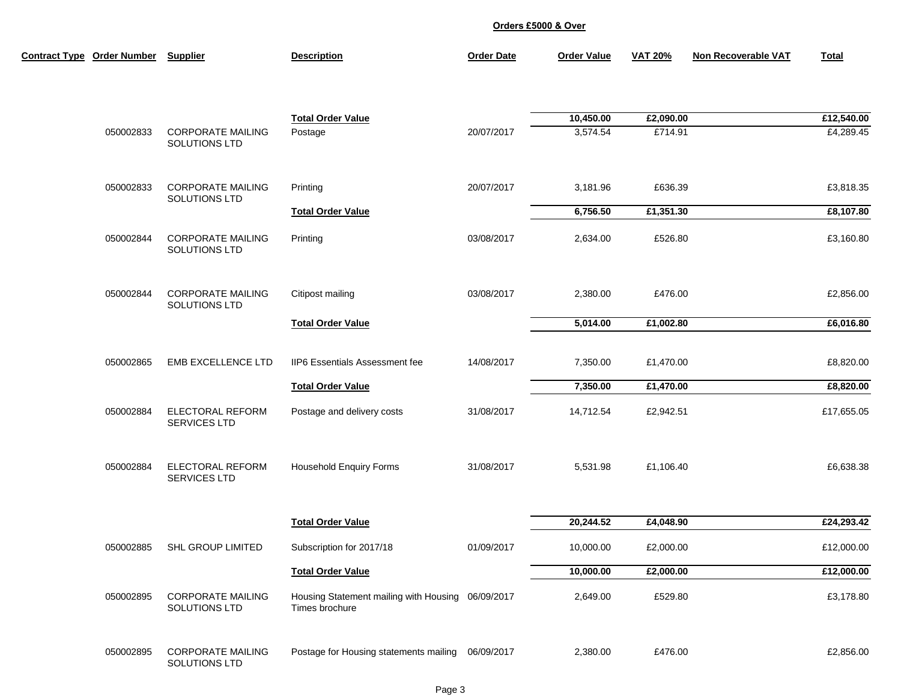**Orders £5000 & Over**

| Contract Type | Order Number | Supplier | Description | Order Date | Order Value | VAT 20% | Non Recoverable VAT | Total |
|---|---|---|---|---|---|---|---|---|
| | | | **Total Order Value** | | **10,450.00** | **£2,090.00** | | **£12,540.00** |
| | 050002833 | CORPORATE MAILING SOLUTIONS LTD | Postage | 20/07/2017 | 3,574.54 | £714.91 | | £4,289.45 |
| | 050002833 | CORPORATE MAILING SOLUTIONS LTD | Printing | 20/07/2017 | 3,181.96 | £636.39 | | £3,818.35 |
| | | | **Total Order Value** | | **6,756.50** | **£1,351.30** | | **£8,107.80** |
| | 050002844 | CORPORATE MAILING SOLUTIONS LTD | Printing | 03/08/2017 | 2,634.00 | £526.80 | | £3,160.80 |
| | 050002844 | CORPORATE MAILING SOLUTIONS LTD | Citipost mailing | 03/08/2017 | 2,380.00 | £476.00 | | £2,856.00 |
| | | | **Total Order Value** | | **5,014.00** | **£1,002.80** | | **£6,016.80** |
| | 050002865 | EMB EXCELLENCE LTD | IIP6 Essentials Assessment fee | 14/08/2017 | 7,350.00 | £1,470.00 | | £8,820.00 |
| | | | **Total Order Value** | | **7,350.00** | **£1,470.00** | | **£8,820.00** |
| | 050002884 | ELECTORAL REFORM SERVICES LTD | Postage and delivery costs | 31/08/2017 | 14,712.54 | £2,942.51 | | £17,655.05 |
| | 050002884 | ELECTORAL REFORM SERVICES LTD | Household Enquiry Forms | 31/08/2017 | 5,531.98 | £1,106.40 | | £6,638.38 |
| | | | **Total Order Value** | | **20,244.52** | **£4,048.90** | | **£24,293.42** |
| | 050002885 | SHL GROUP LIMITED | Subscription for 2017/18 | 01/09/2017 | 10,000.00 | £2,000.00 | | £12,000.00 |
| | | | **Total Order Value** | | **10,000.00** | **£2,000.00** | | **£12,000.00** |
| | 050002895 | CORPORATE MAILING SOLUTIONS LTD | Housing Statement mailing with Housing Times brochure | 06/09/2017 | 2,649.00 | £529.80 | | £3,178.80 |
| | 050002895 | CORPORATE MAILING SOLUTIONS LTD | Postage for Housing statements mailing | 06/09/2017 | 2,380.00 | £476.00 | | £2,856.00 |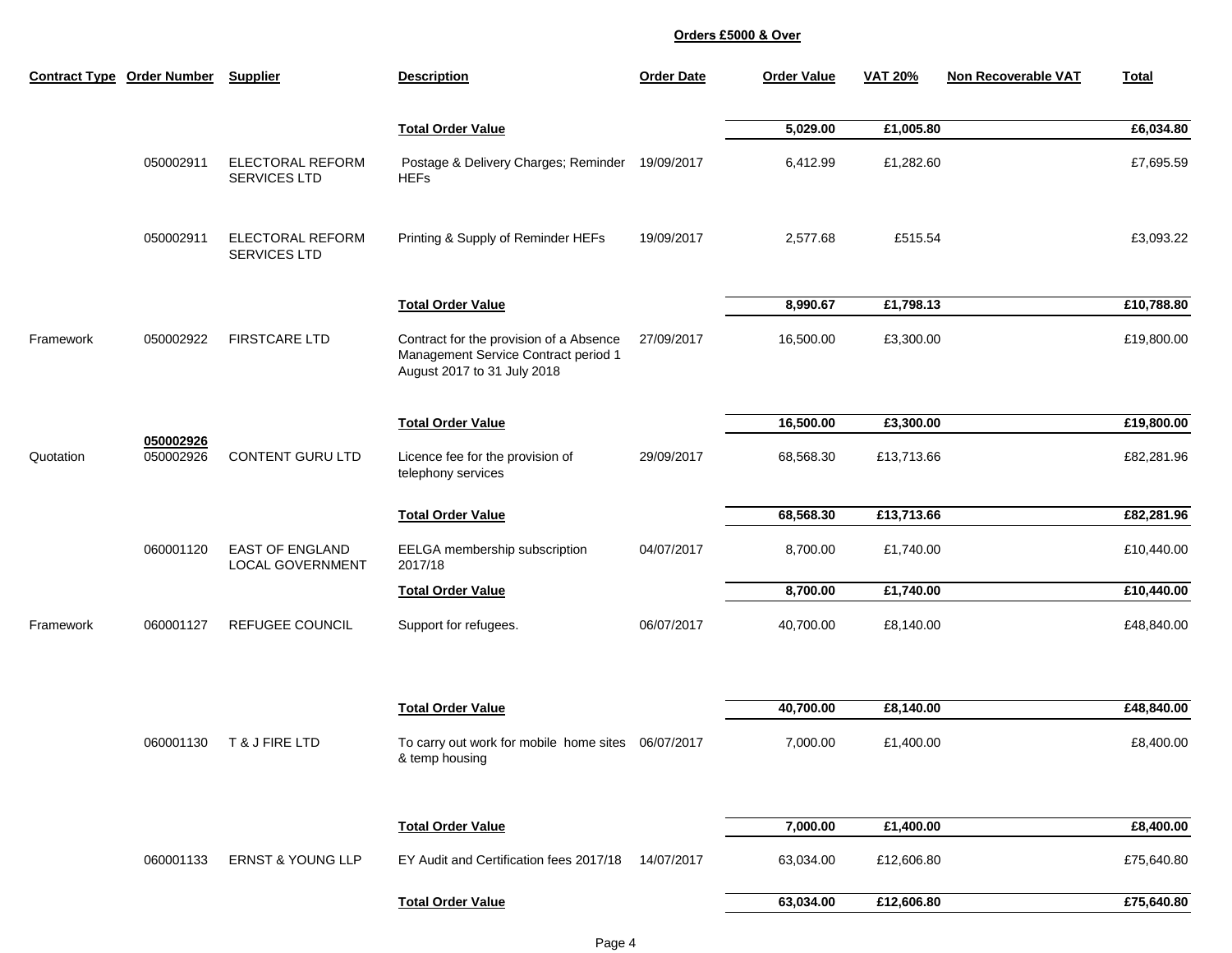**Orders £5000 & Over**

| Contract Type | Order Number | Supplier | Description | Order Date | Order Value | VAT 20% | Non Recoverable VAT | Total |
|---|---|---|---|---|---|---|---|---|
| | | | **Total Order Value** | | **5,029.00** | **£1,005.80** | | **£6,034.80** |
| | 050002911 | ELECTORAL REFORM SERVICES LTD | Postage & Delivery Charges; Reminder HEFs | 19/09/2017 | 6,412.99 | £1,282.60 | | £7,695.59 |
| | 050002911 | ELECTORAL REFORM SERVICES LTD | Printing & Supply of Reminder HEFs | 19/09/2017 | 2,577.68 | £515.54 | | £3,093.22 |
| | | | **Total Order Value** | | **8,990.67** | **£1,798.13** | | **£10,788.80** |
| Framework | 050002922 | FIRSTCARE LTD | Contract for the provision of a Absence Management Service Contract period 1 August 2017 to 31 July 2018 | 27/09/2017 | 16,500.00 | £3,300.00 | | £19,800.00 |
| | | | **Total Order Value** | | **16,500.00** | **£3,300.00** | | **£19,800.00** |
| | **050002926** | | | | | | | |
| Quotation | 050002926 | CONTENT GURU LTD | Licence fee for the provision of telephony services | 29/09/2017 | 68,568.30 | £13,713.66 | | £82,281.96 |
| | | | **Total Order Value** | | **68,568.30** | **£13,713.66** | | **£82,281.96** |
| | 060001120 | EAST OF ENGLAND LOCAL GOVERNMENT | EELGA membership subscription 2017/18 | 04/07/2017 | 8,700.00 | £1,740.00 | | £10,440.00 |
| | | | **Total Order Value** | | **8,700.00** | **£1,740.00** | | **£10,440.00** |
| Framework | 060001127 | REFUGEE COUNCIL | Support for refugees. | 06/07/2017 | 40,700.00 | £8,140.00 | | £48,840.00 |
| | | | **Total Order Value** | | **40,700.00** | **£8,140.00** | | **£48,840.00** |
| | 060001130 | T & J FIRE LTD | To carry out work for mobile home sites & temp housing | 06/07/2017 | 7,000.00 | £1,400.00 | | £8,400.00 |
| | | | **Total Order Value** | | **7,000.00** | **£1,400.00** | | **£8,400.00** |
| | 060001133 | ERNST & YOUNG LLP | EY Audit and Certification fees 2017/18 | 14/07/2017 | 63,034.00 | £12,606.80 | | £75,640.80 |
| | | | **Total Order Value** | | **63,034.00** | **£12,606.80** | | **£75,640.80** |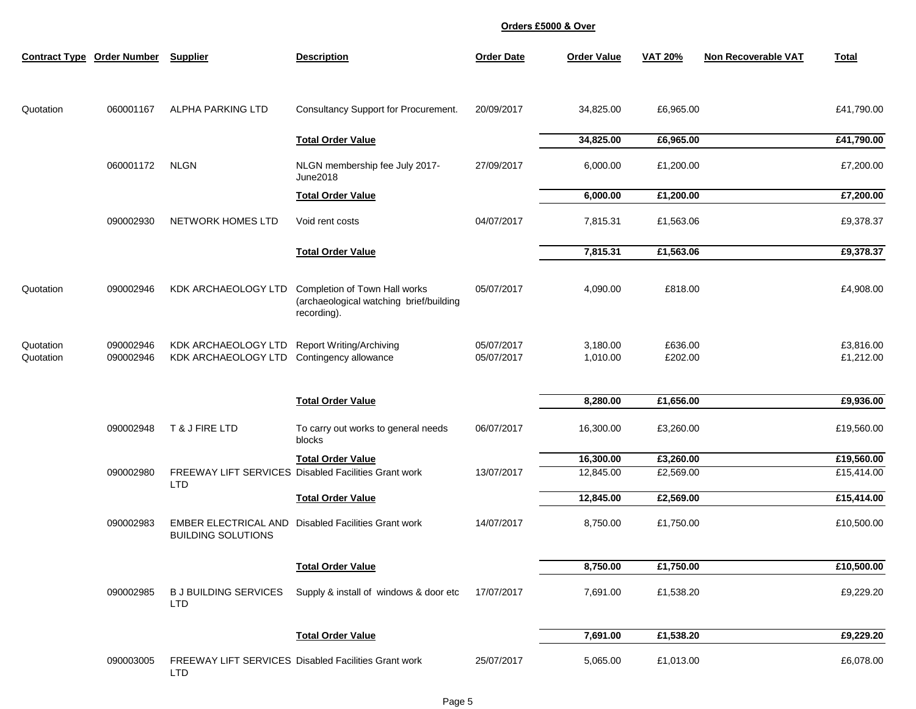**Orders £5000 & Over**

| Contract Type | Order Number | Supplier | Description | Order Date | Order Value | VAT 20% | Non Recoverable VAT | Total |
|---|---|---|---|---|---|---|---|---|
| Quotation | 060001167 | ALPHA PARKING LTD | Consultancy Support for Procurement. | 20/09/2017 | 34,825.00 | £6,965.00 | | £41,790.00 |
| | | | **Total Order Value** | | **34,825.00** | **£6,965.00** | | **£41,790.00** |
| | 060001172 | NLGN | NLGN membership fee July 2017-June2018 | 27/09/2017 | 6,000.00 | £1,200.00 | | £7,200.00 |
| | | | **Total Order Value** | | **6,000.00** | **£1,200.00** | | **£7,200.00** |
| | 090002930 | NETWORK HOMES LTD | Void rent costs | 04/07/2017 | 7,815.31 | £1,563.06 | | £9,378.37 |
| | | | **Total Order Value** | | **7,815.31** | **£1,563.06** | | **£9,378.37** |
| Quotation | 090002946 | KDK ARCHAEOLOGY LTD | Completion of Town Hall works (archaeological watching brief/building recording). | 05/07/2017 | 4,090.00 | £818.00 | | £4,908.00 |
| Quotation | 090002946 | KDK ARCHAEOLOGY LTD | Report Writing/Archiving | 05/07/2017 | 3,180.00 | £636.00 | | £3,816.00 |
| Quotation | 090002946 | KDK ARCHAEOLOGY LTD | Contingency allowance | 05/07/2017 | 1,010.00 | £202.00 | | £1,212.00 |
| | | | **Total Order Value** | | **8,280.00** | **£1,656.00** | | **£9,936.00** |
| | 090002948 | T & J FIRE LTD | To carry out works to general needs blocks | 06/07/2017 | 16,300.00 | £3,260.00 | | £19,560.00 |
| | | | **Total Order Value** | | **16,300.00** | **£3,260.00** | | **£19,560.00** |
| | 090002980 | FREEWAY LIFT SERVICES LTD | Disabled Facilities Grant work | 13/07/2017 | 12,845.00 | £2,569.00 | | £15,414.00 |
| | | | **Total Order Value** | | **12,845.00** | **£2,569.00** | | **£15,414.00** |
| | 090002983 | EMBER ELECTRICAL AND BUILDING SOLUTIONS | Disabled Facilities Grant work | 14/07/2017 | 8,750.00 | £1,750.00 | | £10,500.00 |
| | | | **Total Order Value** | | **8,750.00** | **£1,750.00** | | **£10,500.00** |
| | 090002985 | B J BUILDING SERVICES LTD | Supply & install of windows & door etc | 17/07/2017 | 7,691.00 | £1,538.20 | | £9,229.20 |
| | | | **Total Order Value** | | **7,691.00** | **£1,538.20** | | **£9,229.20** |
| | 090003005 | FREEWAY LIFT SERVICES LTD | Disabled Facilities Grant work | 25/07/2017 | 5,065.00 | £1,013.00 | | £6,078.00 |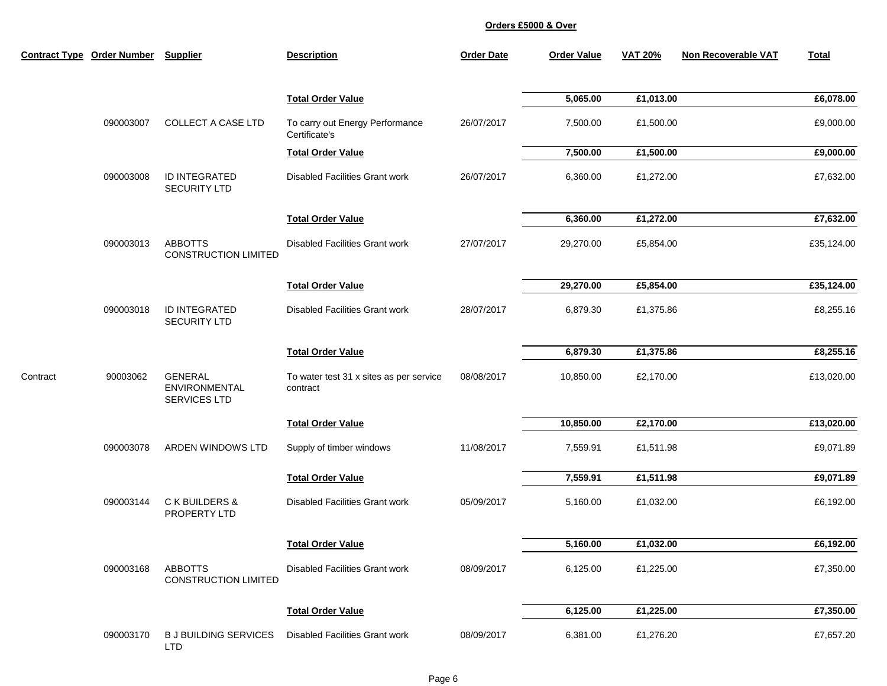**Orders £5000 & Over**

| Contract Type | Order Number | Supplier | Description | Order Date | Order Value | VAT 20% | Non Recoverable VAT | Total |
|---|---|---|---|---|---|---|---|---|
| | | | **Total Order Value** | | **5,065.00** | **£1,013.00** | | **£6,078.00** |
| | 090003007 | COLLECT A CASE LTD | To carry out Energy Performance Certificate's | 26/07/2017 | 7,500.00 | £1,500.00 | | £9,000.00 |
| | | | **Total Order Value** | | **7,500.00** | **£1,500.00** | | **£9,000.00** |
| | 090003008 | ID INTEGRATED SECURITY LTD | Disabled Facilities Grant work | 26/07/2017 | 6,360.00 | £1,272.00 | | £7,632.00 |
| | | | **Total Order Value** | | **6,360.00** | **£1,272.00** | | **£7,632.00** |
| | 090003013 | ABBOTTS CONSTRUCTION LIMITED | Disabled Facilities Grant work | 27/07/2017 | 29,270.00 | £5,854.00 | | £35,124.00 |
| | | | **Total Order Value** | | **29,270.00** | **£5,854.00** | | **£35,124.00** |
| | 090003018 | ID INTEGRATED SECURITY LTD | Disabled Facilities Grant work | 28/07/2017 | 6,879.30 | £1,375.86 | | £8,255.16 |
| | | | **Total Order Value** | | **6,879.30** | **£1,375.86** | | **£8,255.16** |
| Contract | 90003062 | GENERAL ENVIRONMENTAL SERVICES LTD | To water test 31 x sites as per service contract | 08/08/2017 | 10,850.00 | £2,170.00 | | £13,020.00 |
| | | | **Total Order Value** | | **10,850.00** | **£2,170.00** | | **£13,020.00** |
| | 090003078 | ARDEN WINDOWS LTD | Supply of timber windows | 11/08/2017 | 7,559.91 | £1,511.98 | | £9,071.89 |
| | | | **Total Order Value** | | **7,559.91** | **£1,511.98** | | **£9,071.89** |
| | 090003144 | C K BUILDERS & PROPERTY LTD | Disabled Facilities Grant work | 05/09/2017 | 5,160.00 | £1,032.00 | | £6,192.00 |
| | | | **Total Order Value** | | **5,160.00** | **£1,032.00** | | **£6,192.00** |
| | 090003168 | ABBOTTS CONSTRUCTION LIMITED | Disabled Facilities Grant work | 08/09/2017 | 6,125.00 | £1,225.00 | | £7,350.00 |
| | | | **Total Order Value** | | **6,125.00** | **£1,225.00** | | **£7,350.00** |
| | 090003170 | B J BUILDING SERVICES LTD | Disabled Facilities Grant work | 08/09/2017 | 6,381.00 | £1,276.20 | | £7,657.20 |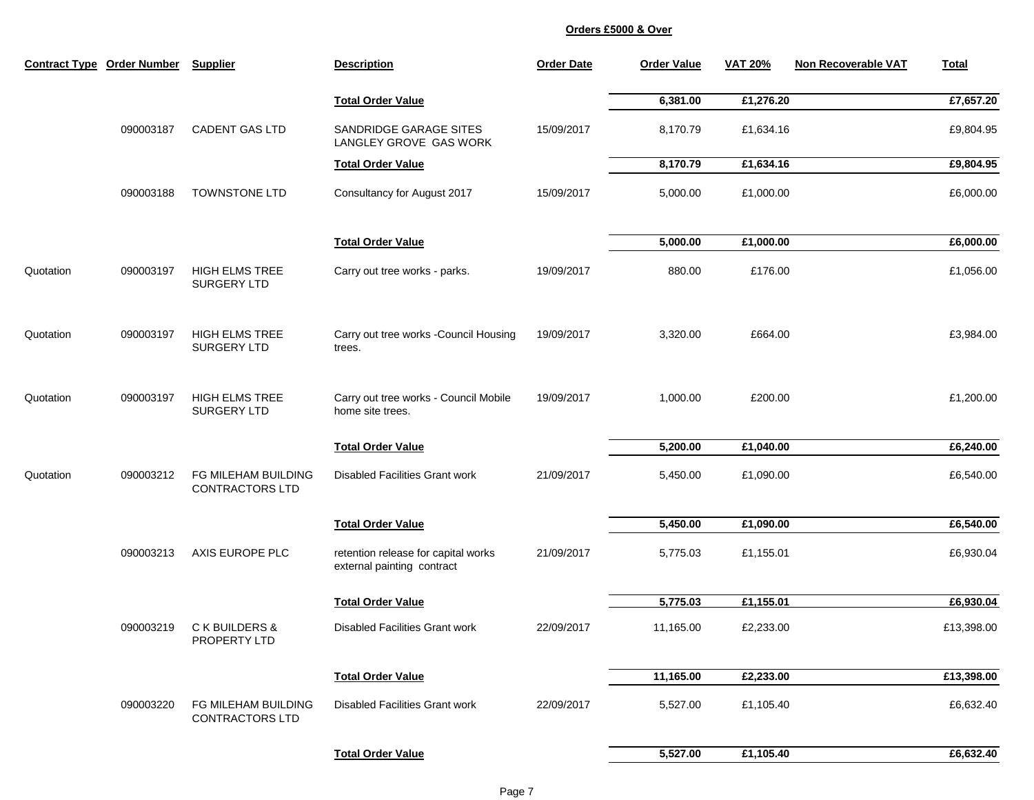**Orders £5000 & Over**

| Contract Type | Order Number | Supplier | Description | Order Date | Order Value | VAT 20% | Non Recoverable VAT | Total |
|---|---|---|---|---|---|---|---|---|
| | | | **Total Order Value** | | **6,381.00** | **£1,276.20** | | **£7,657.20** |
| | 090003187 | CADENT GAS LTD | SANDRIDGE GARAGE SITES LANGLEY GROVE GAS WORK | 15/09/2017 | 8,170.79 | £1,634.16 | | £9,804.95 |
| | | | **Total Order Value** | | **8,170.79** | **£1,634.16** | | **£9,804.95** |
| | 090003188 | TOWNSTONE LTD | Consultancy for August 2017 | 15/09/2017 | 5,000.00 | £1,000.00 | | £6,000.00 |
| | | | **Total Order Value** | | **5,000.00** | **£1,000.00** | | **£6,000.00** |
| Quotation | 090003197 | HIGH ELMS TREE SURGERY LTD | Carry out tree works - parks. | 19/09/2017 | 880.00 | £176.00 | | £1,056.00 |
| Quotation | 090003197 | HIGH ELMS TREE SURGERY LTD | Carry out tree works -Council Housing trees. | 19/09/2017 | 3,320.00 | £664.00 | | £3,984.00 |
| Quotation | 090003197 | HIGH ELMS TREE SURGERY LTD | Carry out tree works - Council Mobile home site trees. | 19/09/2017 | 1,000.00 | £200.00 | | £1,200.00 |
| | | | **Total Order Value** | | **5,200.00** | **£1,040.00** | | **£6,240.00** |
| Quotation | 090003212 | FG MILEHAM BUILDING CONTRACTORS LTD | Disabled Facilities Grant work | 21/09/2017 | 5,450.00 | £1,090.00 | | £6,540.00 |
| | | | **Total Order Value** | | **5,450.00** | **£1,090.00** | | **£6,540.00** |
| | 090003213 | AXIS EUROPE PLC | retention release for capital works external painting contract | 21/09/2017 | 5,775.03 | £1,155.01 | | £6,930.04 |
| | | | **Total Order Value** | | **5,775.03** | **£1,155.01** | | **£6,930.04** |
| | 090003219 | C K BUILDERS & PROPERTY LTD | Disabled Facilities Grant work | 22/09/2017 | 11,165.00 | £2,233.00 | | £13,398.00 |
| | | | **Total Order Value** | | **11,165.00** | **£2,233.00** | | **£13,398.00** |
| | 090003220 | FG MILEHAM BUILDING CONTRACTORS LTD | Disabled Facilities Grant work | 22/09/2017 | 5,527.00 | £1,105.40 | | £6,632.40 |
| | | | **Total Order Value** | | **5,527.00** | **£1,105.40** | | **£6,632.40** |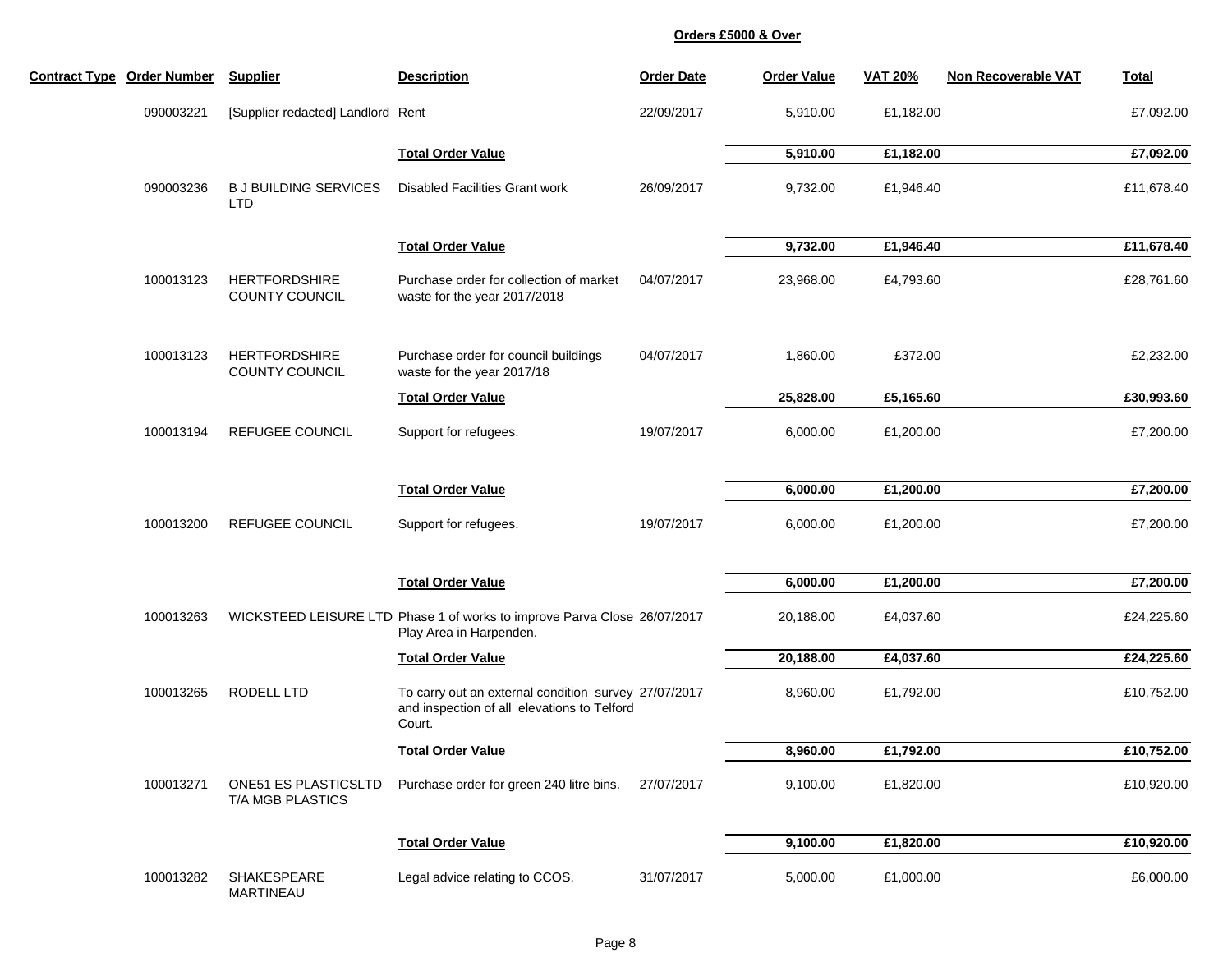**Orders £5000 & Over**

| Contract Type | Order Number | Supplier | Description | Order Date | Order Value | VAT 20% | Non Recoverable VAT | Total |
|---|---|---|---|---|---|---|---|---|
| | 090003221 | [Supplier redacted] Landlord | Rent | 22/09/2017 | 5,910.00 | £1,182.00 | | £7,092.00 |
| | | | **Total Order Value** | | **5,910.00** | **£1,182.00** | | **£7,092.00** |
| | 090003236 | B J BUILDING SERVICES LTD | Disabled Facilities Grant work | 26/09/2017 | 9,732.00 | £1,946.40 | | £11,678.40 |
| | | | **Total Order Value** | | **9,732.00** | **£1,946.40** | | **£11,678.40** |
| | 100013123 | HERTFORDSHIRE COUNTY COUNCIL | Purchase order for collection of market waste for the year 2017/2018 | 04/07/2017 | 23,968.00 | £4,793.60 | | £28,761.60 |
| | 100013123 | HERTFORDSHIRE COUNTY COUNCIL | Purchase order for council buildings waste for the year 2017/18 | 04/07/2017 | 1,860.00 | £372.00 | | £2,232.00 |
| | | | **Total Order Value** | | **25,828.00** | **£5,165.60** | | **£30,993.60** |
| | 100013194 | REFUGEE COUNCIL | Support for refugees. | 19/07/2017 | 6,000.00 | £1,200.00 | | £7,200.00 |
| | | | **Total Order Value** | | **6,000.00** | **£1,200.00** | | **£7,200.00** |
| | 100013200 | REFUGEE COUNCIL | Support for refugees. | 19/07/2017 | 6,000.00 | £1,200.00 | | £7,200.00 |
| | | | **Total Order Value** | | **6,000.00** | **£1,200.00** | | **£7,200.00** |
| | 100013263 | WICKSTEED LEISURE LTD | Phase 1 of works to improve Parva Close Play Area in Harpenden. | 26/07/2017 | 20,188.00 | £4,037.60 | | £24,225.60 |
| | | | **Total Order Value** | | **20,188.00** | **£4,037.60** | | **£24,225.60** |
| | 100013265 | RODELL LTD | To carry out an external condition survey and inspection of all elevations to Telford Court. | 27/07/2017 | 8,960.00 | £1,792.00 | | £10,752.00 |
| | | | **Total Order Value** | | **8,960.00** | **£1,792.00** | | **£10,752.00** |
| | 100013271 | ONE51 ES PLASTICSLTD T/A MGB PLASTICS | Purchase order for green 240 litre bins. | 27/07/2017 | 9,100.00 | £1,820.00 | | £10,920.00 |
| | | | **Total Order Value** | | **9,100.00** | **£1,820.00** | | **£10,920.00** |
| | 100013282 | SHAKESPEARE MARTINEAU | Legal advice relating to CCOS. | 31/07/2017 | 5,000.00 | £1,000.00 | | £6,000.00 |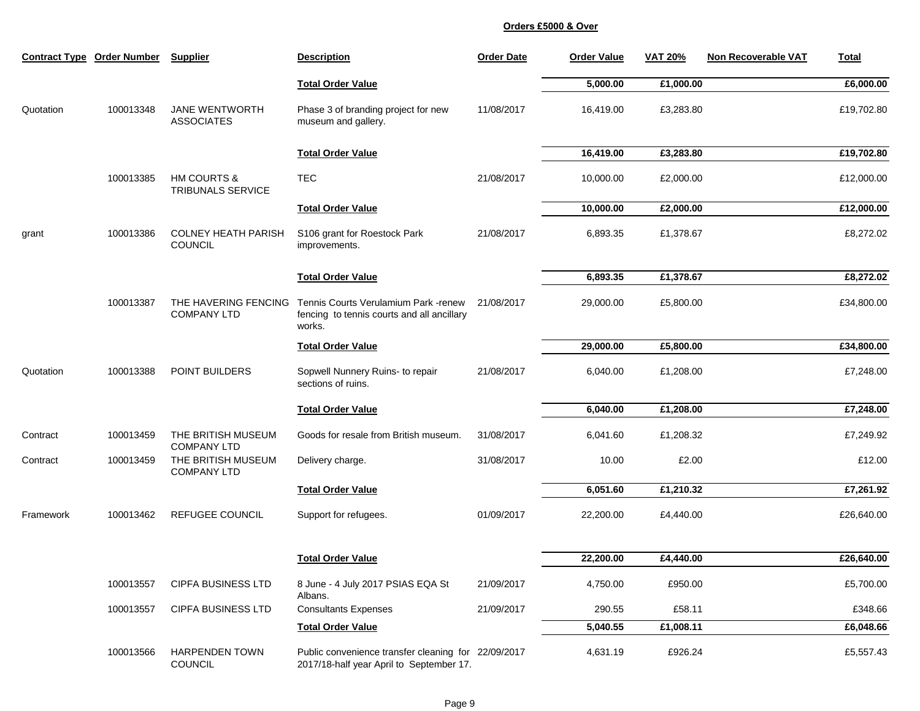**Orders £5000 & Over**

| Contract Type | Order Number | Supplier | Description | Order Date | Order Value | VAT 20% | Non Recoverable VAT | Total |
|---|---|---|---|---|---|---|---|---|
| | | | **Total Order Value** | | **5,000.00** | **£1,000.00** | | **£6,000.00** |
| Quotation | 100013348 | JANE WENTWORTH ASSOCIATES | Phase 3 of branding project for new museum and gallery. | 11/08/2017 | 16,419.00 | £3,283.80 | | £19,702.80 |
| | | | **Total Order Value** | | **16,419.00** | **£3,283.80** | | **£19,702.80** |
| | 100013385 | HM COURTS & TRIBUNALS SERVICE | TEC | 21/08/2017 | 10,000.00 | £2,000.00 | | £12,000.00 |
| | | | **Total Order Value** | | **10,000.00** | **£2,000.00** | | **£12,000.00** |
| grant | 100013386 | COLNEY HEATH PARISH COUNCIL | S106 grant for Roestock Park improvements. | 21/08/2017 | 6,893.35 | £1,378.67 | | £8,272.02 |
| | | | **Total Order Value** | | **6,893.35** | **£1,378.67** | | **£8,272.02** |
| | 100013387 | THE HAVERING FENCING COMPANY LTD | Tennis Courts Verulamium Park -renew fencing to tennis courts and all ancillary works. | 21/08/2017 | 29,000.00 | £5,800.00 | | £34,800.00 |
| | | | **Total Order Value** | | **29,000.00** | **£5,800.00** | | **£34,800.00** |
| Quotation | 100013388 | POINT BUILDERS | Sopwell Nunnery Ruins- to repair sections of ruins. | 21/08/2017 | 6,040.00 | £1,208.00 | | £7,248.00 |
| | | | **Total Order Value** | | **6,040.00** | **£1,208.00** | | **£7,248.00** |
| Contract | 100013459 | THE BRITISH MUSEUM COMPANY LTD | Goods for resale from British museum. | 31/08/2017 | 6,041.60 | £1,208.32 | | £7,249.92 |
| Contract | 100013459 | THE BRITISH MUSEUM COMPANY LTD | Delivery charge. | 31/08/2017 | 10.00 | £2.00 | | £12.00 |
| | | | **Total Order Value** | | **6,051.60** | **£1,210.32** | | **£7,261.92** |
| Framework | 100013462 | REFUGEE COUNCIL | Support for refugees. | 01/09/2017 | 22,200.00 | £4,440.00 | | £26,640.00 |
| | | | **Total Order Value** | | **22,200.00** | **£4,440.00** | | **£26,640.00** |
| | 100013557 | CIPFA BUSINESS LTD | 8 June - 4 July 2017 PSIAS EQA St Albans. | 21/09/2017 | 4,750.00 | £950.00 | | £5,700.00 |
| | 100013557 | CIPFA BUSINESS LTD | Consultants Expenses | 21/09/2017 | 290.55 | £58.11 | | £348.66 |
| | | | **Total Order Value** | | **5,040.55** | **£1,008.11** | | **£6,048.66** |
| | 100013566 | HARPENDEN TOWN COUNCIL | Public convenience transfer cleaning for 2017/18-half year April to September 17. | 22/09/2017 | 4,631.19 | £926.24 | | £5,557.43 |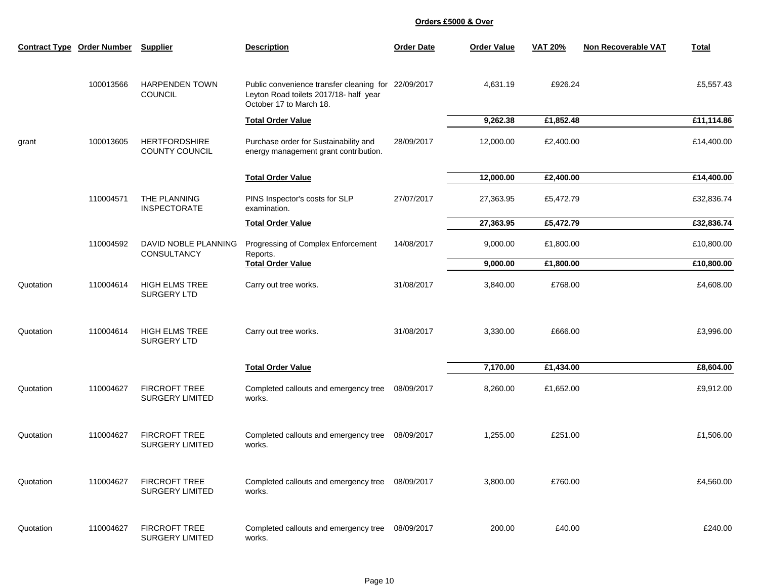**Orders £5000 & Over**

| Contract Type | Order Number | Supplier | Description | Order Date | Order Value | VAT 20% | Non Recoverable VAT | Total |
|---|---|---|---|---|---|---|---|---|
| | 100013566 | HARPENDEN TOWN COUNCIL | Public convenience transfer cleaning for Leyton Road toilets 2017/18- half year October 17 to March 18. | 22/09/2017 | 4,631.19 | £926.24 | | £5,557.43 |
| | | | **Total Order Value** | | **9,262.38** | **£1,852.48** | | **£11,114.86** |
| grant | 100013605 | HERTFORDSHIRE COUNTY COUNCIL | Purchase order for Sustainability and energy management grant contribution. | 28/09/2017 | 12,000.00 | £2,400.00 | | £14,400.00 |
| | | | **Total Order Value** | | **12,000.00** | **£2,400.00** | | **£14,400.00** |
| | 110004571 | THE PLANNING INSPECTORATE | PINS Inspector's costs for SLP examination. | 27/07/2017 | 27,363.95 | £5,472.79 | | £32,836.74 |
| | | | **Total Order Value** | | **27,363.95** | **£5,472.79** | | **£32,836.74** |
| | 110004592 | DAVID NOBLE PLANNING CONSULTANCY | Progressing of Complex Enforcement Reports. | 14/08/2017 | 9,000.00 | £1,800.00 | | £10,800.00 |
| | | | **Total Order Value** | | **9,000.00** | **£1,800.00** | | **£10,800.00** |
| Quotation | 110004614 | HIGH ELMS TREE SURGERY LTD | Carry out tree works. | 31/08/2017 | 3,840.00 | £768.00 | | £4,608.00 |
| Quotation | 110004614 | HIGH ELMS TREE SURGERY LTD | Carry out tree works. | 31/08/2017 | 3,330.00 | £666.00 | | £3,996.00 |
| | | | **Total Order Value** | | **7,170.00** | **£1,434.00** | | **£8,604.00** |
| Quotation | 110004627 | FIRCROFT TREE SURGERY LIMITED | Completed callouts and emergency tree works. | 08/09/2017 | 8,260.00 | £1,652.00 | | £9,912.00 |
| Quotation | 110004627 | FIRCROFT TREE SURGERY LIMITED | Completed callouts and emergency tree works. | 08/09/2017 | 1,255.00 | £251.00 | | £1,506.00 |
| Quotation | 110004627 | FIRCROFT TREE SURGERY LIMITED | Completed callouts and emergency tree works. | 08/09/2017 | 3,800.00 | £760.00 | | £4,560.00 |
| Quotation | 110004627 | FIRCROFT TREE SURGERY LIMITED | Completed callouts and emergency tree works. | 08/09/2017 | 200.00 | £40.00 | | £240.00 |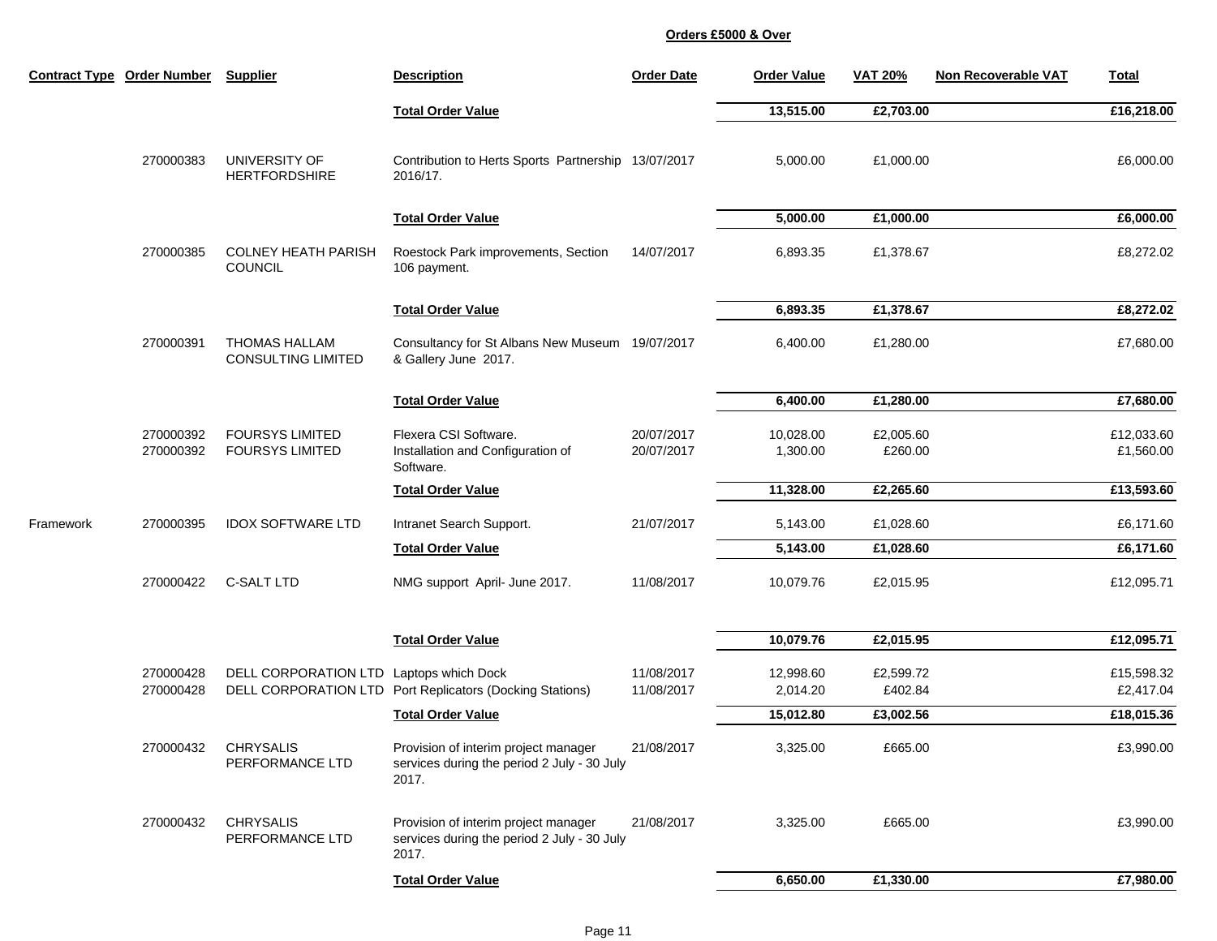**Orders £5000 & Over**

| Contract Type | Order Number | Supplier | Description | Order Date | Order Value | VAT 20% | Non Recoverable VAT | Total |
|---|---|---|---|---|---|---|---|---|
| | | | **Total Order Value** | | **13,515.00** | **£2,703.00** | | **£16,218.00** |
| | 270000383 | UNIVERSITY OF HERTFORDSHIRE | Contribution to Herts Sports Partnership 2016/17. | 13/07/2017 | 5,000.00 | £1,000.00 | | £6,000.00 |
| | | | **Total Order Value** | | **5,000.00** | **£1,000.00** | | **£6,000.00** |
| | 270000385 | COLNEY HEATH PARISH COUNCIL | Roestock Park improvements, Section 106 payment. | 14/07/2017 | 6,893.35 | £1,378.67 | | £8,272.02 |
| | | | **Total Order Value** | | **6,893.35** | **£1,378.67** | | **£8,272.02** |
| | 270000391 | THOMAS HALLAM CONSULTING LIMITED | Consultancy for St Albans New Museum & Gallery June 2017. | 19/07/2017 | 6,400.00 | £1,280.00 | | £7,680.00 |
| | | | **Total Order Value** | | **6,400.00** | **£1,280.00** | | **£7,680.00** |
| | 270000392 | FOURSYS LIMITED | Flexera CSI Software. | 20/07/2017 | 10,028.00 | £2,005.60 | | £12,033.60 |
| | 270000392 | FOURSYS LIMITED | Installation and Configuration of Software. | 20/07/2017 | 1,300.00 | £260.00 | | £1,560.00 |
| | | | **Total Order Value** | | **11,328.00** | **£2,265.60** | | **£13,593.60** |
| Framework | 270000395 | IDOX SOFTWARE LTD | Intranet Search Support. | 21/07/2017 | 5,143.00 | £1,028.60 | | £6,171.60 |
| | | | **Total Order Value** | | **5,143.00** | **£1,028.60** | | **£6,171.60** |
| | 270000422 | C-SALT LTD | NMG support April- June 2017. | 11/08/2017 | 10,079.76 | £2,015.95 | | £12,095.71 |
| | | | **Total Order Value** | | **10,079.76** | **£2,015.95** | | **£12,095.71** |
| | 270000428 | DELL CORPORATION LTD | Laptops which Dock | 11/08/2017 | 12,998.60 | £2,599.72 | | £15,598.32 |
| | 270000428 | DELL CORPORATION LTD | Port Replicators (Docking Stations) | 11/08/2017 | 2,014.20 | £402.84 | | £2,417.04 |
| | | | **Total Order Value** | | **15,012.80** | **£3,002.56** | | **£18,015.36** |
| | 270000432 | CHRYSALIS PERFORMANCE LTD | Provision of interim project manager services during the period 2 July - 30 July 2017. | 21/08/2017 | 3,325.00 | £665.00 | | £3,990.00 |
| | 270000432 | CHRYSALIS PERFORMANCE LTD | Provision of interim project manager services during the period 2 July - 30 July 2017. | 21/08/2017 | 3,325.00 | £665.00 | | £3,990.00 |
| | | | **Total Order Value** | | **6,650.00** | **£1,330.00** | | **£7,980.00** |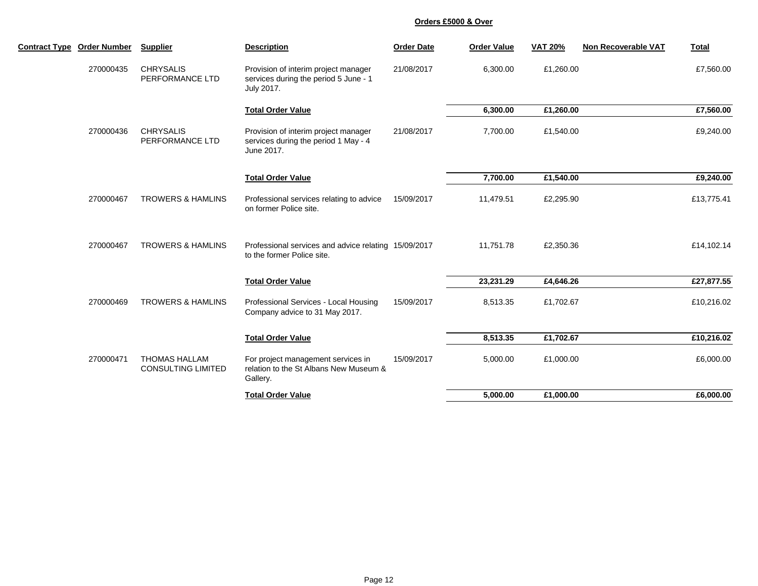**Orders £5000 & Over**

| Contract Type | Order Number | Supplier | Description | Order Date | Order Value | VAT 20% | Non Recoverable VAT | Total |
|---|---|---|---|---|---|---|---|---|
| | 270000435 | CHRYSALIS PERFORMANCE LTD | Provision of interim project manager services during the period 5 June - 1 July 2017. | 21/08/2017 | 6,300.00 | £1,260.00 | | £7,560.00 |
| | | | **Total Order Value** | | **6,300.00** | **£1,260.00** | | **£7,560.00** |
| | 270000436 | CHRYSALIS PERFORMANCE LTD | Provision of interim project manager services during the period 1 May - 4 June 2017. | 21/08/2017 | 7,700.00 | £1,540.00 | | £9,240.00 |
| | | | **Total Order Value** | | **7,700.00** | **£1,540.00** | | **£9,240.00** |
| | 270000467 | TROWERS & HAMLINS | Professional services relating to advice on former Police site. | 15/09/2017 | 11,479.51 | £2,295.90 | | £13,775.41 |
| | 270000467 | TROWERS & HAMLINS | Professional services and advice relating to the former Police site. | 15/09/2017 | 11,751.78 | £2,350.36 | | £14,102.14 |
| | | | **Total Order Value** | | **23,231.29** | **£4,646.26** | | **£27,877.55** |
| | 270000469 | TROWERS & HAMLINS | Professional Services - Local Housing Company advice to 31 May 2017. | 15/09/2017 | 8,513.35 | £1,702.67 | | £10,216.02 |
| | | | **Total Order Value** | | **8,513.35** | **£1,702.67** | | **£10,216.02** |
| | 270000471 | THOMAS HALLAM CONSULTING LIMITED | For project management services in relation to the St Albans New Museum & Gallery. | 15/09/2017 | 5,000.00 | £1,000.00 | | £6,000.00 |
| | | | **Total Order Value** | | **5,000.00** | **£1,000.00** | | **£6,000.00** |